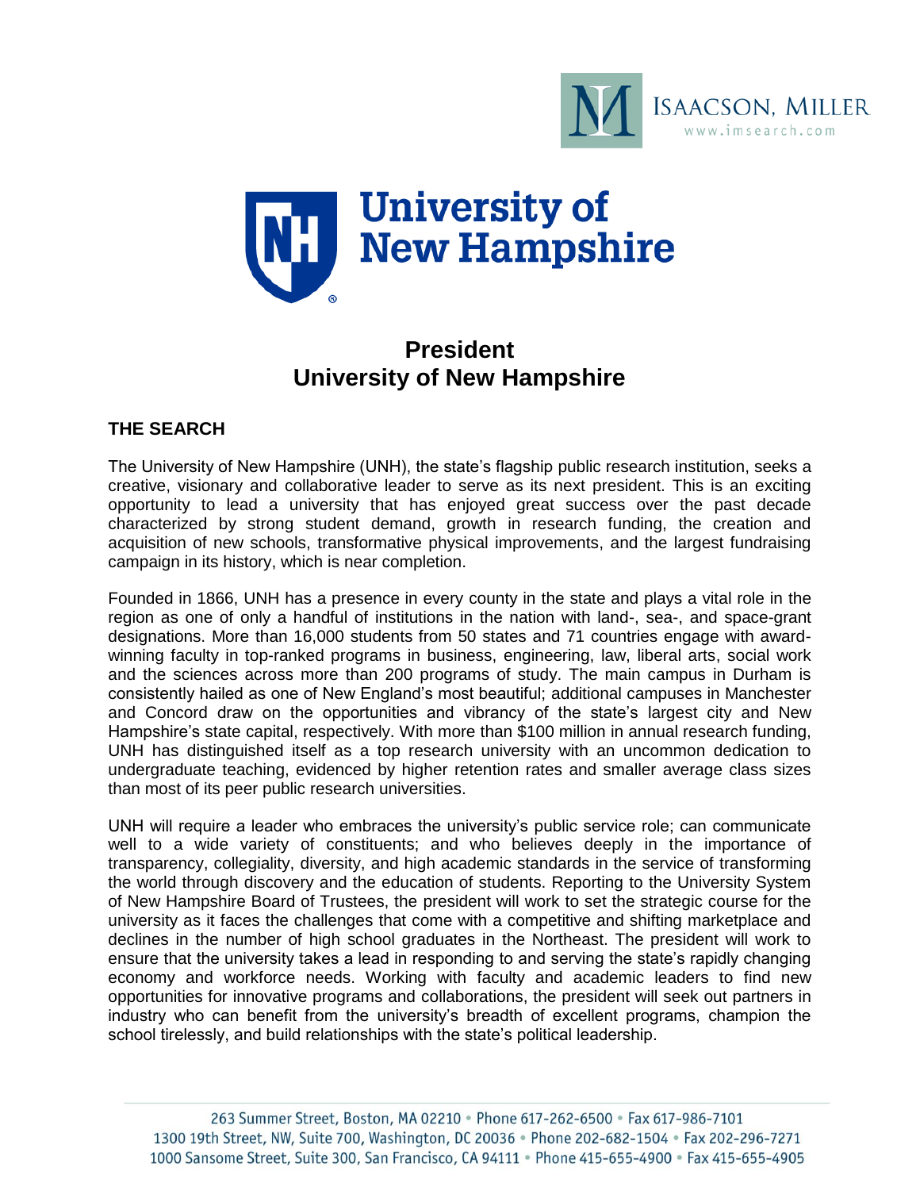ISAACSON, MILLER
www.imsearch.com

University of New Hampshire

# President
# University of New Hampshire

## THE SEARCH

The University of New Hampshire (UNH), the state's flagship public research institution, seeks a creative, visionary and collaborative leader to serve as its next president. This is an exciting opportunity to lead a university that has enjoyed great success over the past decade characterized by strong student demand, growth in research funding, the creation and acquisition of new schools, transformative physical improvements, and the largest fundraising campaign in its history, which is near completion.

Founded in 1866, UNH has a presence in every county in the state and plays a vital role in the region as one of only a handful of institutions in the nation with land-, sea-, and space-grant designations. More than 16,000 students from 50 states and 71 countries engage with award-winning faculty in top-ranked programs in business, engineering, law, liberal arts, social work and the sciences across more than 200 programs of study. The main campus in Durham is consistently hailed as one of New England's most beautiful; additional campuses in Manchester and Concord draw on the opportunities and vibrancy of the state's largest city and New Hampshire's state capital, respectively. With more than $100 million in annual research funding, UNH has distinguished itself as a top research university with an uncommon dedication to undergraduate teaching, evidenced by higher retention rates and smaller average class sizes than most of its peer public research universities.

UNH will require a leader who embraces the university's public service role; can communicate well to a wide variety of constituents; and who believes deeply in the importance of transparency, collegiality, diversity, and high academic standards in the service of transforming the world through discovery and the education of students. Reporting to the University System of New Hampshire Board of Trustees, the president will work to set the strategic course for the university as it faces the challenges that come with a competitive and shifting marketplace and declines in the number of high school graduates in the Northeast. The president will work to ensure that the university takes a lead in responding to and serving the state's rapidly changing economy and workforce needs. Working with faculty and academic leaders to find new opportunities for innovative programs and collaborations, the president will seek out partners in industry who can benefit from the university's breadth of excellent programs, champion the school tirelessly, and build relationships with the state's political leadership.

263 Summer Street, Boston, MA 02210 • Phone 617-262-6500 • Fax 617-986-7101
1300 19th Street, NW, Suite 700, Washington, DC 20036 • Phone 202-682-1504 • Fax 202-296-7271
1000 Sansome Street, Suite 300, San Francisco, CA 94111 • Phone 415-655-4900 • Fax 415-655-4905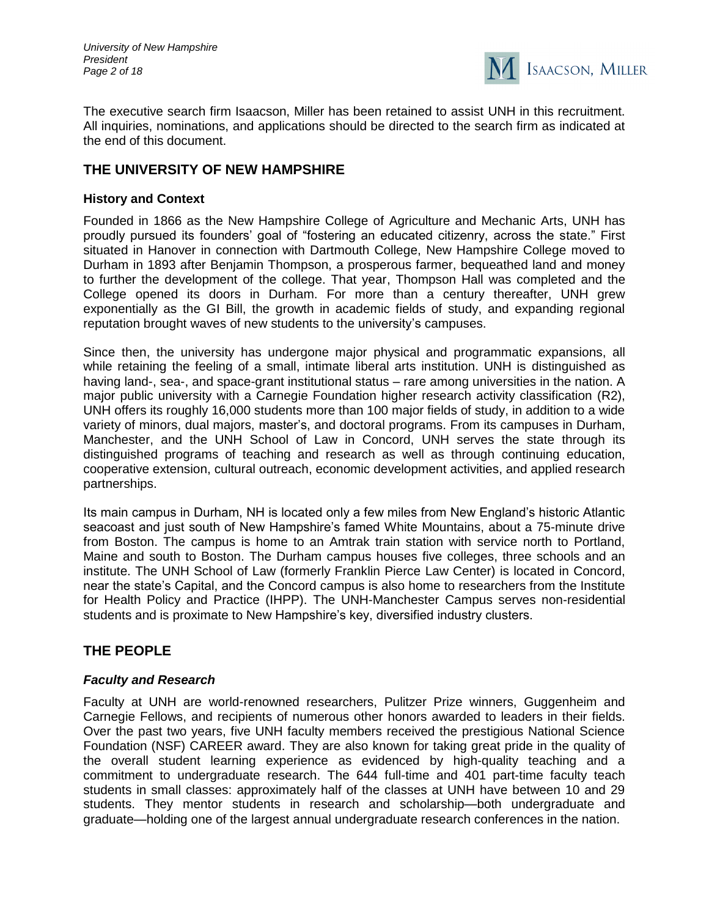The executive search firm Isaacson, Miller has been retained to assist UNH in this recruitment. All inquiries, nominations, and applications should be directed to the search firm as indicated at the end of this document.

## THE UNIVERSITY OF NEW HAMPSHIRE

### History and Context

Founded in 1866 as the New Hampshire College of Agriculture and Mechanic Arts, UNH has proudly pursued its founders' goal of "fostering an educated citizenry, across the state." First situated in Hanover in connection with Dartmouth College, New Hampshire College moved to Durham in 1893 after Benjamin Thompson, a prosperous farmer, bequeathed land and money to further the development of the college. That year, Thompson Hall was completed and the College opened its doors in Durham. For more than a century thereafter, UNH grew exponentially as the GI Bill, the growth in academic fields of study, and expanding regional reputation brought waves of new students to the university's campuses.

Since then, the university has undergone major physical and programmatic expansions, all while retaining the feeling of a small, intimate liberal arts institution. UNH is distinguished as having land-, sea-, and space-grant institutional status – rare among universities in the nation. A major public university with a Carnegie Foundation higher research activity classification (R2), UNH offers its roughly 16,000 students more than 100 major fields of study, in addition to a wide variety of minors, dual majors, master's, and doctoral programs. From its campuses in Durham, Manchester, and the UNH School of Law in Concord, UNH serves the state through its distinguished programs of teaching and research as well as through continuing education, cooperative extension, cultural outreach, economic development activities, and applied research partnerships.

Its main campus in Durham, NH is located only a few miles from New England's historic Atlantic seacoast and just south of New Hampshire's famed White Mountains, about a 75-minute drive from Boston. The campus is home to an Amtrak train station with service north to Portland, Maine and south to Boston. The Durham campus houses five colleges, three schools and an institute. The UNH School of Law (formerly Franklin Pierce Law Center) is located in Concord, near the state's Capital, and the Concord campus is also home to researchers from the Institute for Health Policy and Practice (IHPP). The UNH-Manchester Campus serves non-residential students and is proximate to New Hampshire's key, diversified industry clusters.

## THE PEOPLE

### *Faculty and Research*

Faculty at UNH are world-renowned researchers, Pulitzer Prize winners, Guggenheim and Carnegie Fellows, and recipients of numerous other honors awarded to leaders in their fields. Over the past two years, five UNH faculty members received the prestigious National Science Foundation (NSF) CAREER award. They are also known for taking great pride in the quality of the overall student learning experience as evidenced by high-quality teaching and a commitment to undergraduate research. The 644 full-time and 401 part-time faculty teach students in small classes: approximately half of the classes at UNH have between 10 and 29 students. They mentor students in research and scholarship—both undergraduate and graduate—holding one of the largest annual undergraduate research conferences in the nation.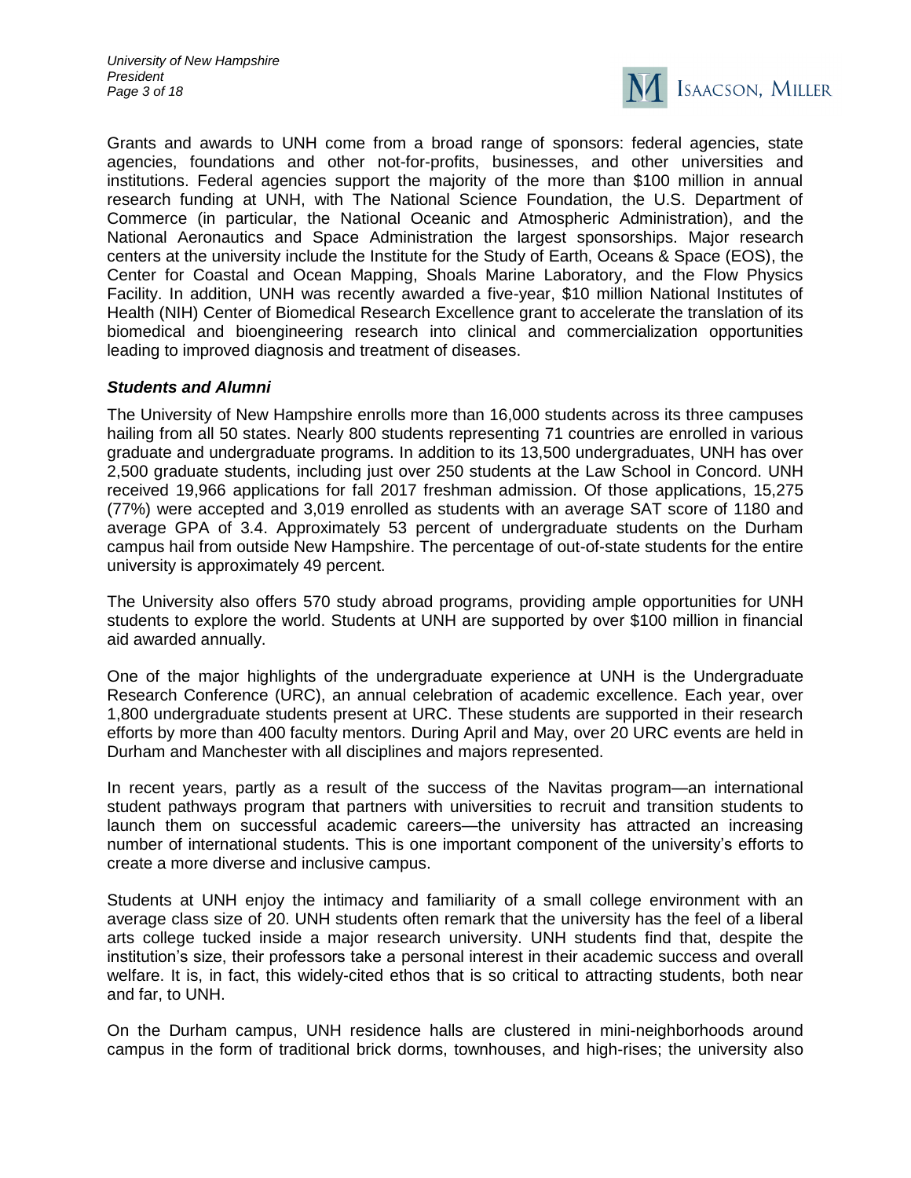Grants and awards to UNH come from a broad range of sponsors: federal agencies, state agencies, foundations and other not-for-profits, businesses, and other universities and institutions. Federal agencies support the majority of the more than $100 million in annual research funding at UNH, with The National Science Foundation, the U.S. Department of Commerce (in particular, the National Oceanic and Atmospheric Administration), and the National Aeronautics and Space Administration the largest sponsorships. Major research centers at the university include the Institute for the Study of Earth, Oceans & Space (EOS), the Center for Coastal and Ocean Mapping, Shoals Marine Laboratory, and the Flow Physics Facility. In addition, UNH was recently awarded a five-year, $10 million National Institutes of Health (NIH) Center of Biomedical Research Excellence grant to accelerate the translation of its biomedical and bioengineering research into clinical and commercialization opportunities leading to improved diagnosis and treatment of diseases.

### *Students and Alumni*

The University of New Hampshire enrolls more than 16,000 students across its three campuses hailing from all 50 states. Nearly 800 students representing 71 countries are enrolled in various graduate and undergraduate programs. In addition to its 13,500 undergraduates, UNH has over 2,500 graduate students, including just over 250 students at the Law School in Concord. UNH received 19,966 applications for fall 2017 freshman admission. Of those applications, 15,275 (77%) were accepted and 3,019 enrolled as students with an average SAT score of 1180 and average GPA of 3.4. Approximately 53 percent of undergraduate students on the Durham campus hail from outside New Hampshire. The percentage of out-of-state students for the entire university is approximately 49 percent.

The University also offers 570 study abroad programs, providing ample opportunities for UNH students to explore the world. Students at UNH are supported by over $100 million in financial aid awarded annually.

One of the major highlights of the undergraduate experience at UNH is the Undergraduate Research Conference (URC), an annual celebration of academic excellence. Each year, over 1,800 undergraduate students present at URC. These students are supported in their research efforts by more than 400 faculty mentors. During April and May, over 20 URC events are held in Durham and Manchester with all disciplines and majors represented.

In recent years, partly as a result of the success of the Navitas program—an international student pathways program that partners with universities to recruit and transition students to launch them on successful academic careers—the university has attracted an increasing number of international students. This is one important component of the university's efforts to create a more diverse and inclusive campus.

Students at UNH enjoy the intimacy and familiarity of a small college environment with an average class size of 20. UNH students often remark that the university has the feel of a liberal arts college tucked inside a major research university. UNH students find that, despite the institution's size, their professors take a personal interest in their academic success and overall welfare. It is, in fact, this widely-cited ethos that is so critical to attracting students, both near and far, to UNH.

On the Durham campus, UNH residence halls are clustered in mini-neighborhoods around campus in the form of traditional brick dorms, townhouses, and high-rises; the university also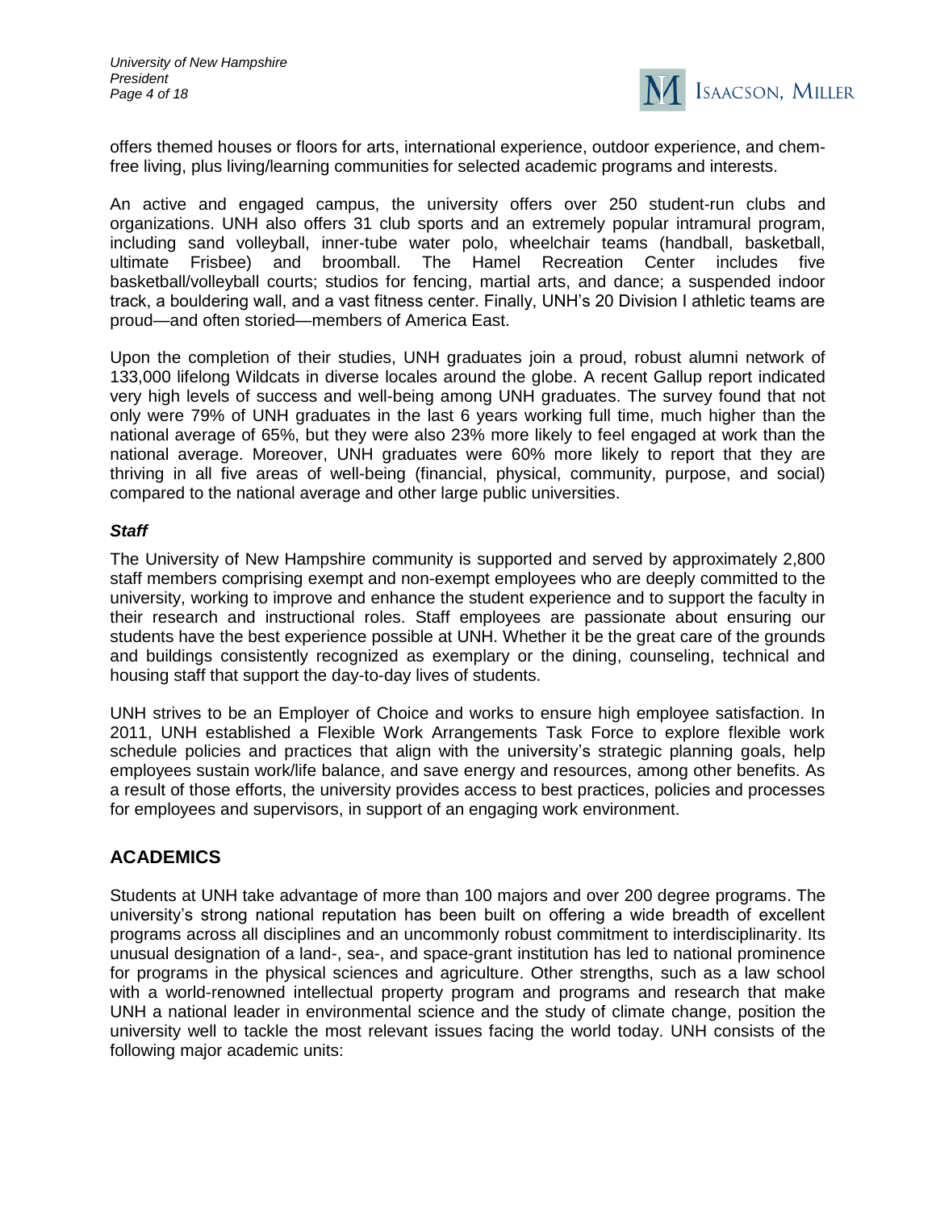offers themed houses or floors for arts, international experience, outdoor experience, and chem-free living, plus living/learning communities for selected academic programs and interests.

An active and engaged campus, the university offers over 250 student-run clubs and organizations. UNH also offers 31 club sports and an extremely popular intramural program, including sand volleyball, inner-tube water polo, wheelchair teams (handball, basketball, ultimate Frisbee) and broomball. The Hamel Recreation Center includes five basketball/volleyball courts; studios for fencing, martial arts, and dance; a suspended indoor track, a bouldering wall, and a vast fitness center. Finally, UNH's 20 Division I athletic teams are proud—and often storied—members of America East.

Upon the completion of their studies, UNH graduates join a proud, robust alumni network of 133,000 lifelong Wildcats in diverse locales around the globe. A recent Gallup report indicated very high levels of success and well-being among UNH graduates. The survey found that not only were 79% of UNH graduates in the last 6 years working full time, much higher than the national average of 65%, but they were also 23% more likely to feel engaged at work than the national average. Moreover, UNH graduates were 60% more likely to report that they are thriving in all five areas of well-being (financial, physical, community, purpose, and social) compared to the national average and other large public universities.

### *Staff*

The University of New Hampshire community is supported and served by approximately 2,800 staff members comprising exempt and non-exempt employees who are deeply committed to the university, working to improve and enhance the student experience and to support the faculty in their research and instructional roles. Staff employees are passionate about ensuring our students have the best experience possible at UNH. Whether it be the great care of the grounds and buildings consistently recognized as exemplary or the dining, counseling, technical and housing staff that support the day-to-day lives of students.

UNH strives to be an Employer of Choice and works to ensure high employee satisfaction. In 2011, UNH established a Flexible Work Arrangements Task Force to explore flexible work schedule policies and practices that align with the university's strategic planning goals, help employees sustain work/life balance, and save energy and resources, among other benefits. As a result of those efforts, the university provides access to best practices, policies and processes for employees and supervisors, in support of an engaging work environment.

## ACADEMICS

Students at UNH take advantage of more than 100 majors and over 200 degree programs. The university's strong national reputation has been built on offering a wide breadth of excellent programs across all disciplines and an uncommonly robust commitment to interdisciplinarity. Its unusual designation of a land-, sea-, and space-grant institution has led to national prominence for programs in the physical sciences and agriculture. Other strengths, such as a law school with a world-renowned intellectual property program and programs and research that make UNH a national leader in environmental science and the study of climate change, position the university well to tackle the most relevant issues facing the world today. UNH consists of the following major academic units: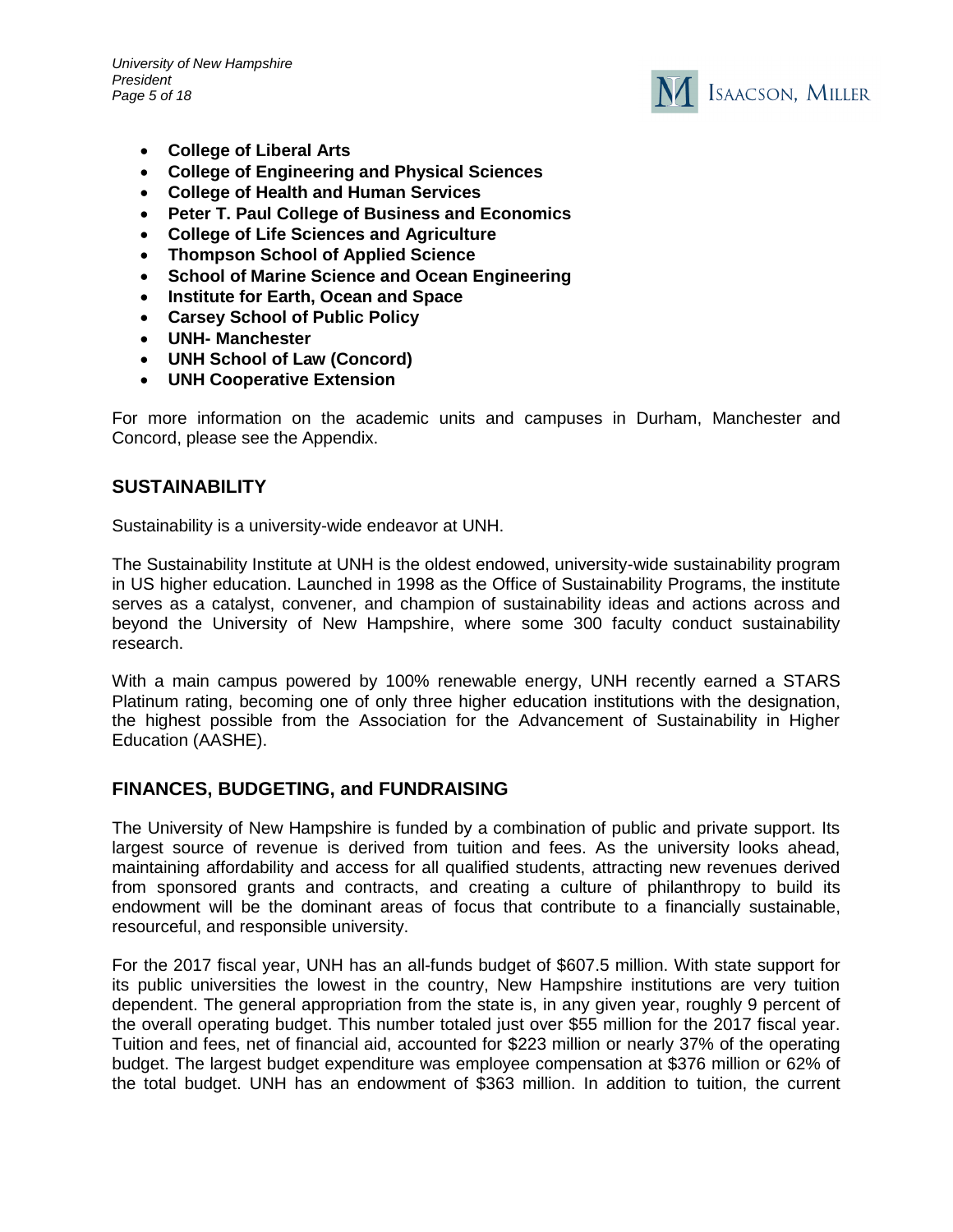- **College of Liberal Arts**
- **College of Engineering and Physical Sciences**
- **College of Health and Human Services**
- **Peter T. Paul College of Business and Economics**
- **College of Life Sciences and Agriculture**
- **Thompson School of Applied Science**
- **School of Marine Science and Ocean Engineering**
- **Institute for Earth, Ocean and Space**
- **Carsey School of Public Policy**
- **UNH- Manchester**
- **UNH School of Law (Concord)**
- **UNH Cooperative Extension**

For more information on the academic units and campuses in Durham, Manchester and Concord, please see the Appendix.

## SUSTAINABILITY

Sustainability is a university-wide endeavor at UNH.

The Sustainability Institute at UNH is the oldest endowed, university-wide sustainability program in US higher education. Launched in 1998 as the Office of Sustainability Programs, the institute serves as a catalyst, convener, and champion of sustainability ideas and actions across and beyond the University of New Hampshire, where some 300 faculty conduct sustainability research.

With a main campus powered by 100% renewable energy, UNH recently earned a STARS Platinum rating, becoming one of only three higher education institutions with the designation, the highest possible from the Association for the Advancement of Sustainability in Higher Education (AASHE).

## FINANCES, BUDGETING, and FUNDRAISING

The University of New Hampshire is funded by a combination of public and private support. Its largest source of revenue is derived from tuition and fees. As the university looks ahead, maintaining affordability and access for all qualified students, attracting new revenues derived from sponsored grants and contracts, and creating a culture of philanthropy to build its endowment will be the dominant areas of focus that contribute to a financially sustainable, resourceful, and responsible university.

For the 2017 fiscal year, UNH has an all-funds budget of $607.5 million. With state support for its public universities the lowest in the country, New Hampshire institutions are very tuition dependent. The general appropriation from the state is, in any given year, roughly 9 percent of the overall operating budget. This number totaled just over $55 million for the 2017 fiscal year. Tuition and fees, net of financial aid, accounted for $223 million or nearly 37% of the operating budget. The largest budget expenditure was employee compensation at $376 million or 62% of the total budget. UNH has an endowment of $363 million. In addition to tuition, the current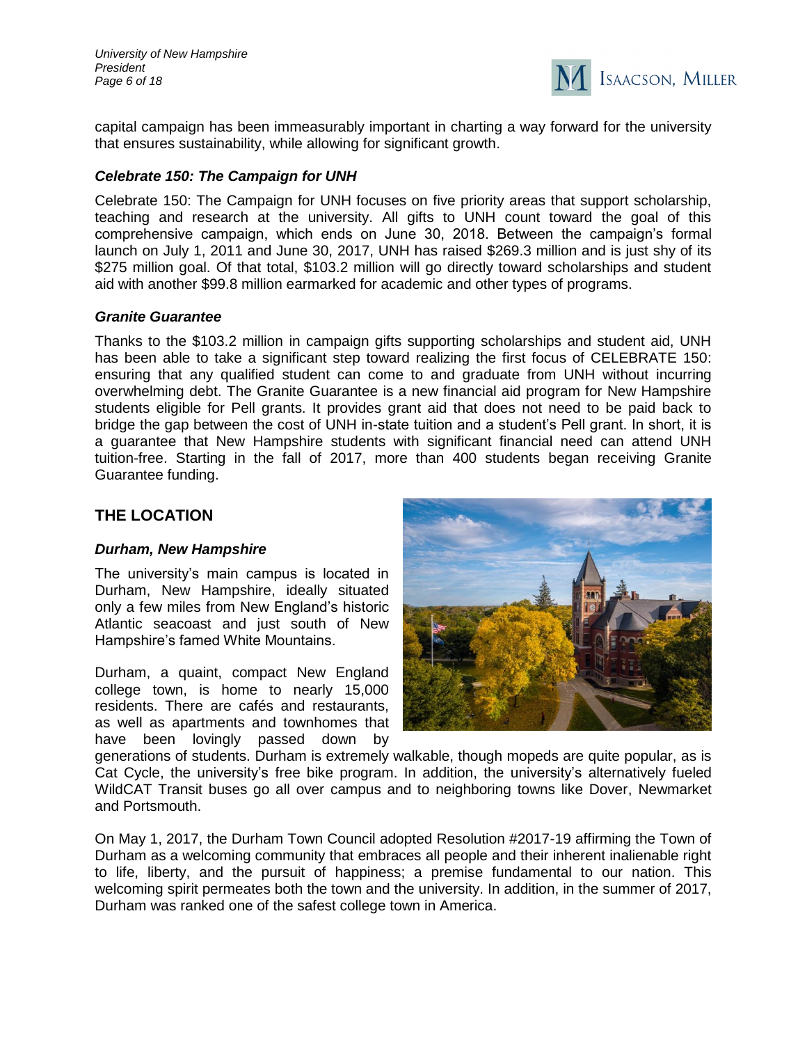capital campaign has been immeasurably important in charting a way forward for the university that ensures sustainability, while allowing for significant growth.

### *Celebrate 150: The Campaign for UNH*

Celebrate 150: The Campaign for UNH focuses on five priority areas that support scholarship, teaching and research at the university. All gifts to UNH count toward the goal of this comprehensive campaign, which ends on June 30, 2018. Between the campaign's formal launch on July 1, 2011 and June 30, 2017, UNH has raised $269.3 million and is just shy of its $275 million goal. Of that total, $103.2 million will go directly toward scholarships and student aid with another $99.8 million earmarked for academic and other types of programs.

### *Granite Guarantee*

Thanks to the $103.2 million in campaign gifts supporting scholarships and student aid, UNH has been able to take a significant step toward realizing the first focus of CELEBRATE 150: ensuring that any qualified student can come to and graduate from UNH without incurring overwhelming debt. The Granite Guarantee is a new financial aid program for New Hampshire students eligible for Pell grants. It provides grant aid that does not need to be paid back to bridge the gap between the cost of UNH in-state tuition and a student's Pell grant. In short, it is a guarantee that New Hampshire students with significant financial need can attend UNH tuition-free. Starting in the fall of 2017, more than 400 students began receiving Granite Guarantee funding.

## THE LOCATION

### *Durham, New Hampshire*

The university's main campus is located in Durham, New Hampshire, ideally situated only a few miles from New England's historic Atlantic seacoast and just south of New Hampshire's famed White Mountains.

Durham, a quaint, compact New England college town, is home to nearly 15,000 residents. There are cafés and restaurants, as well as apartments and townhomes that have been lovingly passed down by generations of students. Durham is extremely walkable, though mopeds are quite popular, as is Cat Cycle, the university's free bike program. In addition, the university's alternatively fueled WildCAT Transit buses go all over campus and to neighboring towns like Dover, Newmarket and Portsmouth.

On May 1, 2017, the Durham Town Council adopted Resolution #2017-19 affirming the Town of Durham as a welcoming community that embraces all people and their inherent inalienable right to life, liberty, and the pursuit of happiness; a premise fundamental to our nation. This welcoming spirit permeates both the town and the university. In addition, in the summer of 2017, Durham was ranked one of the safest college town in America.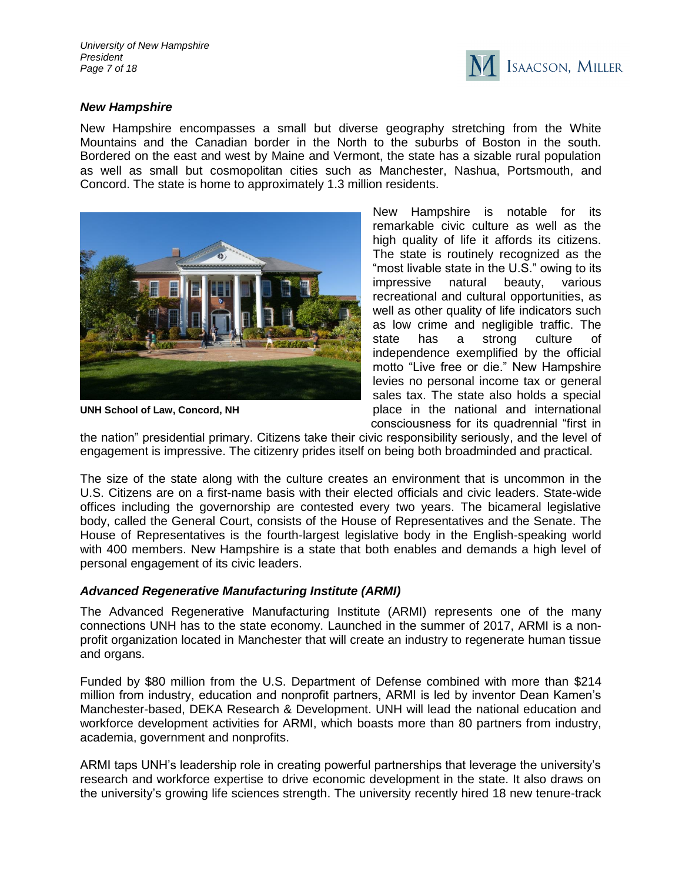### *New Hampshire*

New Hampshire encompasses a small but diverse geography stretching from the White Mountains and the Canadian border in the North to the suburbs of Boston in the south. Bordered on the east and west by Maine and Vermont, the state has a sizable rural population as well as small but cosmopolitan cities such as Manchester, Nashua, Portsmouth, and Concord. The state is home to approximately 1.3 million residents.

**UNH School of Law, Concord, NH**

New Hampshire is notable for its remarkable civic culture as well as the high quality of life it affords its citizens. The state is routinely recognized as the "most livable state in the U.S." owing to its impressive natural beauty, various recreational and cultural opportunities, as well as other quality of life indicators such as low crime and negligible traffic. The state has a strong culture of independence exemplified by the official motto "Live free or die." New Hampshire levies no personal income tax or general sales tax. The state also holds a special place in the national and international consciousness for its quadrennial "first in the nation" presidential primary. Citizens take their civic responsibility seriously, and the level of engagement is impressive. The citizenry prides itself on being both broadminded and practical.

The size of the state along with the culture creates an environment that is uncommon in the U.S. Citizens are on a first-name basis with their elected officials and civic leaders. State-wide offices including the governorship are contested every two years. The bicameral legislative body, called the General Court, consists of the House of Representatives and the Senate. The House of Representatives is the fourth-largest legislative body in the English-speaking world with 400 members. New Hampshire is a state that both enables and demands a high level of personal engagement of its civic leaders.

### *Advanced Regenerative Manufacturing Institute (ARMI)*

The Advanced Regenerative Manufacturing Institute (ARMI) represents one of the many connections UNH has to the state economy. Launched in the summer of 2017, ARMI is a non-profit organization located in Manchester that will create an industry to regenerate human tissue and organs.

Funded by $80 million from the U.S. Department of Defense combined with more than $214 million from industry, education and nonprofit partners, ARMI is led by inventor Dean Kamen's Manchester-based, DEKA Research & Development. UNH will lead the national education and workforce development activities for ARMI, which boasts more than 80 partners from industry, academia, government and nonprofits.

ARMI taps UNH's leadership role in creating powerful partnerships that leverage the university's research and workforce expertise to drive economic development in the state. It also draws on the university's growing life sciences strength. The university recently hired 18 new tenure-track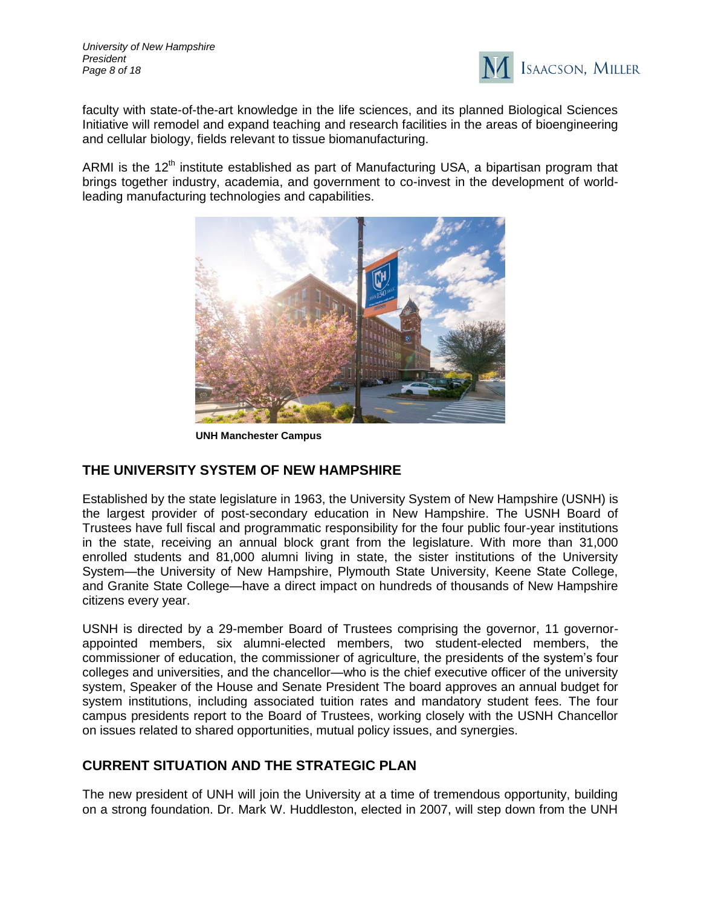faculty with state-of-the-art knowledge in the life sciences, and its planned Biological Sciences Initiative will remodel and expand teaching and research facilities in the areas of bioengineering and cellular biology, fields relevant to tissue biomanufacturing.

ARMI is the 12th institute established as part of Manufacturing USA, a bipartisan program that brings together industry, academia, and government to co-invest in the development of world-leading manufacturing technologies and capabilities.

**UNH Manchester Campus**

## THE UNIVERSITY SYSTEM OF NEW HAMPSHIRE

Established by the state legislature in 1963, the University System of New Hampshire (USNH) is the largest provider of post-secondary education in New Hampshire. The USNH Board of Trustees have full fiscal and programmatic responsibility for the four public four-year institutions in the state, receiving an annual block grant from the legislature. With more than 31,000 enrolled students and 81,000 alumni living in state, the sister institutions of the University System—the University of New Hampshire, Plymouth State University, Keene State College, and Granite State College—have a direct impact on hundreds of thousands of New Hampshire citizens every year.

USNH is directed by a 29-member Board of Trustees comprising the governor, 11 governor-appointed members, six alumni-elected members, two student-elected members, the commissioner of education, the commissioner of agriculture, the presidents of the system's four colleges and universities, and the chancellor—who is the chief executive officer of the university system, Speaker of the House and Senate President The board approves an annual budget for system institutions, including associated tuition rates and mandatory student fees. The four campus presidents report to the Board of Trustees, working closely with the USNH Chancellor on issues related to shared opportunities, mutual policy issues, and synergies.

## CURRENT SITUATION AND THE STRATEGIC PLAN

The new president of UNH will join the University at a time of tremendous opportunity, building on a strong foundation. Dr. Mark W. Huddleston, elected in 2007, will step down from the UNH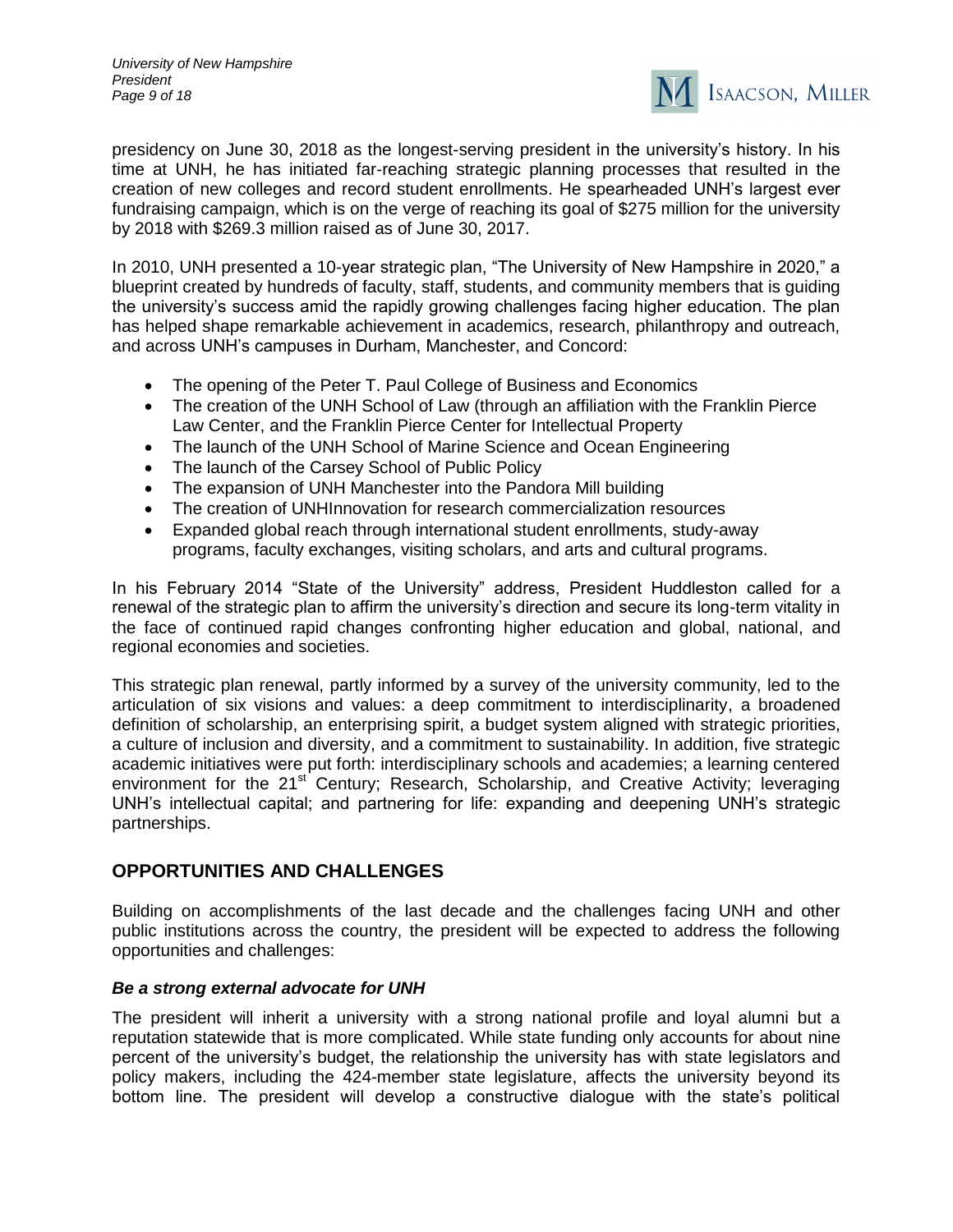presidency on June 30, 2018 as the longest-serving president in the university's history. In his time at UNH, he has initiated far-reaching strategic planning processes that resulted in the creation of new colleges and record student enrollments. He spearheaded UNH's largest ever fundraising campaign, which is on the verge of reaching its goal of $275 million for the university by 2018 with $269.3 million raised as of June 30, 2017.

In 2010, UNH presented a 10-year strategic plan, "The University of New Hampshire in 2020," a blueprint created by hundreds of faculty, staff, students, and community members that is guiding the university's success amid the rapidly growing challenges facing higher education. The plan has helped shape remarkable achievement in academics, research, philanthropy and outreach, and across UNH's campuses in Durham, Manchester, and Concord:

- The opening of the Peter T. Paul College of Business and Economics
- The creation of the UNH School of Law (through an affiliation with the Franklin Pierce Law Center, and the Franklin Pierce Center for Intellectual Property
- The launch of the UNH School of Marine Science and Ocean Engineering
- The launch of the Carsey School of Public Policy
- The expansion of UNH Manchester into the Pandora Mill building
- The creation of UNHInnovation for research commercialization resources
- Expanded global reach through international student enrollments, study-away programs, faculty exchanges, visiting scholars, and arts and cultural programs.

In his February 2014 "State of the University" address, President Huddleston called for a renewal of the strategic plan to affirm the university's direction and secure its long-term vitality in the face of continued rapid changes confronting higher education and global, national, and regional economies and societies.

This strategic plan renewal, partly informed by a survey of the university community, led to the articulation of six visions and values: a deep commitment to interdisciplinarity, a broadened definition of scholarship, an enterprising spirit, a budget system aligned with strategic priorities, a culture of inclusion and diversity, and a commitment to sustainability. In addition, five strategic academic initiatives were put forth: interdisciplinary schools and academies; a learning centered environment for the 21st Century; Research, Scholarship, and Creative Activity; leveraging UNH's intellectual capital; and partnering for life: expanding and deepening UNH's strategic partnerships.

## OPPORTUNITIES AND CHALLENGES

Building on accomplishments of the last decade and the challenges facing UNH and other public institutions across the country, the president will be expected to address the following opportunities and challenges:

### *Be a strong external advocate for UNH*

The president will inherit a university with a strong national profile and loyal alumni but a reputation statewide that is more complicated. While state funding only accounts for about nine percent of the university's budget, the relationship the university has with state legislators and policy makers, including the 424-member state legislature, affects the university beyond its bottom line. The president will develop a constructive dialogue with the state's political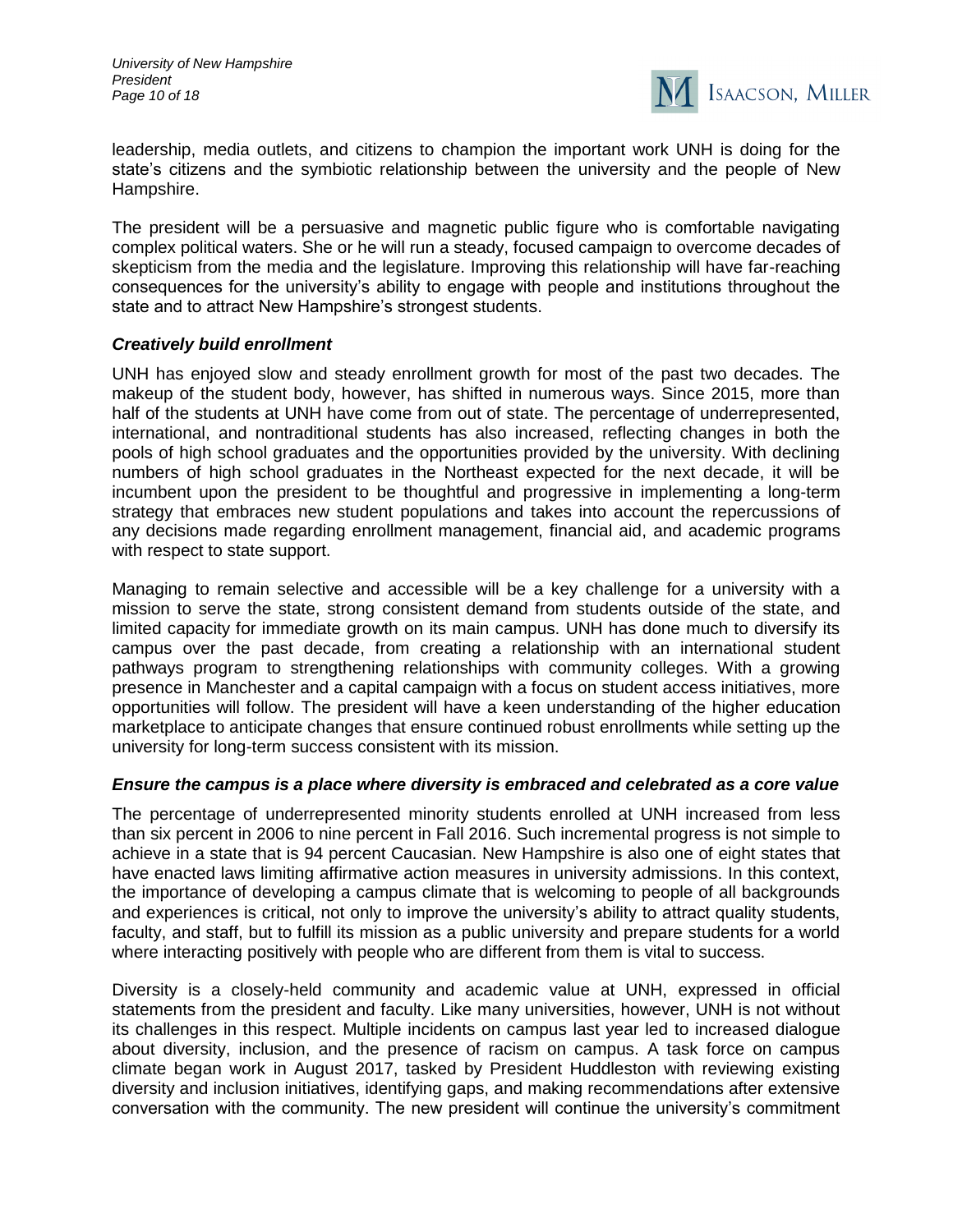leadership, media outlets, and citizens to champion the important work UNH is doing for the state's citizens and the symbiotic relationship between the university and the people of New Hampshire.

The president will be a persuasive and magnetic public figure who is comfortable navigating complex political waters. She or he will run a steady, focused campaign to overcome decades of skepticism from the media and the legislature. Improving this relationship will have far-reaching consequences for the university's ability to engage with people and institutions throughout the state and to attract New Hampshire's strongest students.

### *Creatively build enrollment*

UNH has enjoyed slow and steady enrollment growth for most of the past two decades. The makeup of the student body, however, has shifted in numerous ways. Since 2015, more than half of the students at UNH have come from out of state. The percentage of underrepresented, international, and nontraditional students has also increased, reflecting changes in both the pools of high school graduates and the opportunities provided by the university. With declining numbers of high school graduates in the Northeast expected for the next decade, it will be incumbent upon the president to be thoughtful and progressive in implementing a long-term strategy that embraces new student populations and takes into account the repercussions of any decisions made regarding enrollment management, financial aid, and academic programs with respect to state support.

Managing to remain selective and accessible will be a key challenge for a university with a mission to serve the state, strong consistent demand from students outside of the state, and limited capacity for immediate growth on its main campus. UNH has done much to diversify its campus over the past decade, from creating a relationship with an international student pathways program to strengthening relationships with community colleges. With a growing presence in Manchester and a capital campaign with a focus on student access initiatives, more opportunities will follow. The president will have a keen understanding of the higher education marketplace to anticipate changes that ensure continued robust enrollments while setting up the university for long-term success consistent with its mission.

### *Ensure the campus is a place where diversity is embraced and celebrated as a core value*

The percentage of underrepresented minority students enrolled at UNH increased from less than six percent in 2006 to nine percent in Fall 2016. Such incremental progress is not simple to achieve in a state that is 94 percent Caucasian. New Hampshire is also one of eight states that have enacted laws limiting affirmative action measures in university admissions. In this context, the importance of developing a campus climate that is welcoming to people of all backgrounds and experiences is critical, not only to improve the university's ability to attract quality students, faculty, and staff, but to fulfill its mission as a public university and prepare students for a world where interacting positively with people who are different from them is vital to success.

Diversity is a closely-held community and academic value at UNH, expressed in official statements from the president and faculty. Like many universities, however, UNH is not without its challenges in this respect. Multiple incidents on campus last year led to increased dialogue about diversity, inclusion, and the presence of racism on campus. A task force on campus climate began work in August 2017, tasked by President Huddleston with reviewing existing diversity and inclusion initiatives, identifying gaps, and making recommendations after extensive conversation with the community. The new president will continue the university's commitment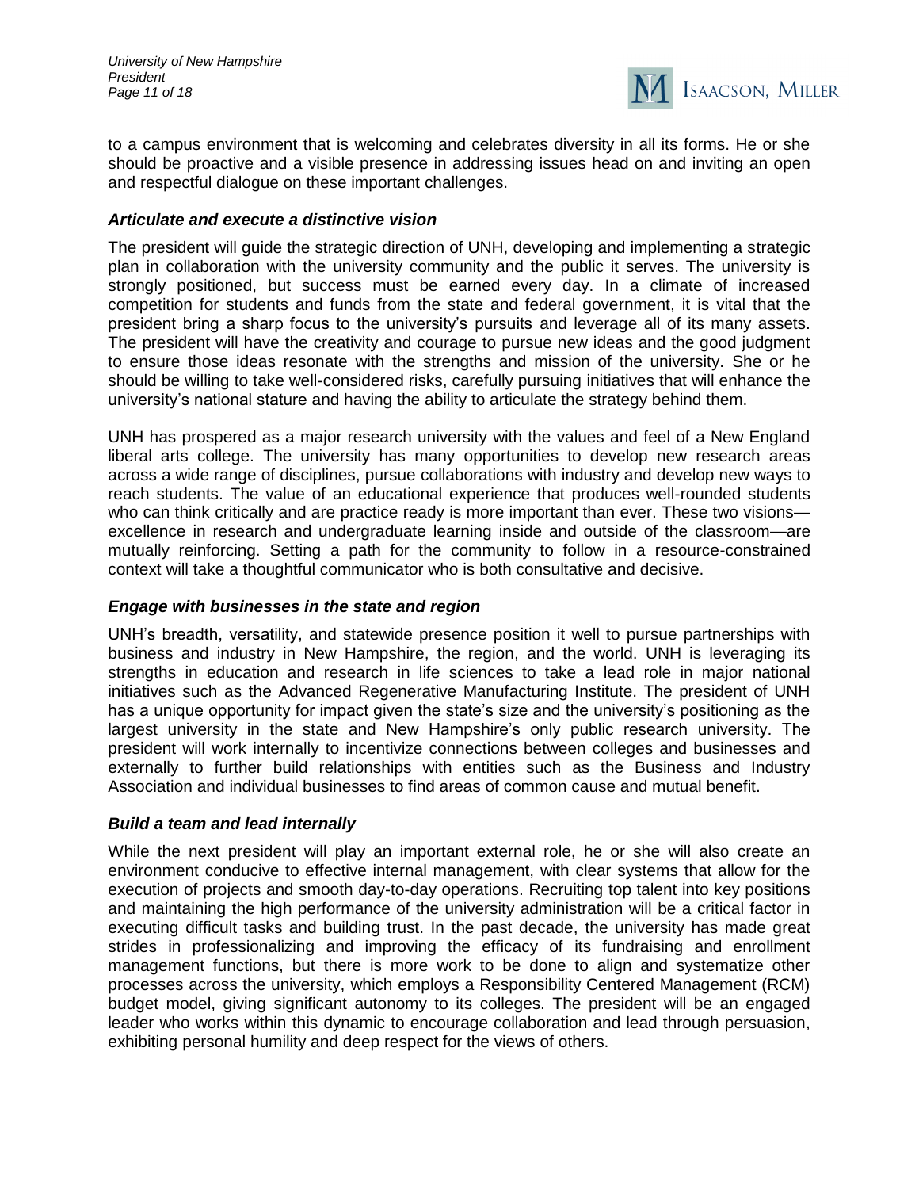to a campus environment that is welcoming and celebrates diversity in all its forms. He or she should be proactive and a visible presence in addressing issues head on and inviting an open and respectful dialogue on these important challenges.

### *Articulate and execute a distinctive vision*

The president will guide the strategic direction of UNH, developing and implementing a strategic plan in collaboration with the university community and the public it serves. The university is strongly positioned, but success must be earned every day. In a climate of increased competition for students and funds from the state and federal government, it is vital that the president bring a sharp focus to the university's pursuits and leverage all of its many assets. The president will have the creativity and courage to pursue new ideas and the good judgment to ensure those ideas resonate with the strengths and mission of the university. She or he should be willing to take well-considered risks, carefully pursuing initiatives that will enhance the university's national stature and having the ability to articulate the strategy behind them.

UNH has prospered as a major research university with the values and feel of a New England liberal arts college. The university has many opportunities to develop new research areas across a wide range of disciplines, pursue collaborations with industry and develop new ways to reach students. The value of an educational experience that produces well-rounded students who can think critically and are practice ready is more important than ever. These two visions—excellence in research and undergraduate learning inside and outside of the classroom—are mutually reinforcing. Setting a path for the community to follow in a resource-constrained context will take a thoughtful communicator who is both consultative and decisive.

### *Engage with businesses in the state and region*

UNH's breadth, versatility, and statewide presence position it well to pursue partnerships with business and industry in New Hampshire, the region, and the world. UNH is leveraging its strengths in education and research in life sciences to take a lead role in major national initiatives such as the Advanced Regenerative Manufacturing Institute. The president of UNH has a unique opportunity for impact given the state's size and the university's positioning as the largest university in the state and New Hampshire's only public research university. The president will work internally to incentivize connections between colleges and businesses and externally to further build relationships with entities such as the Business and Industry Association and individual businesses to find areas of common cause and mutual benefit.

### *Build a team and lead internally*

While the next president will play an important external role, he or she will also create an environment conducive to effective internal management, with clear systems that allow for the execution of projects and smooth day-to-day operations. Recruiting top talent into key positions and maintaining the high performance of the university administration will be a critical factor in executing difficult tasks and building trust. In the past decade, the university has made great strides in professionalizing and improving the efficacy of its fundraising and enrollment management functions, but there is more work to be done to align and systematize other processes across the university, which employs a Responsibility Centered Management (RCM) budget model, giving significant autonomy to its colleges. The president will be an engaged leader who works within this dynamic to encourage collaboration and lead through persuasion, exhibiting personal humility and deep respect for the views of others.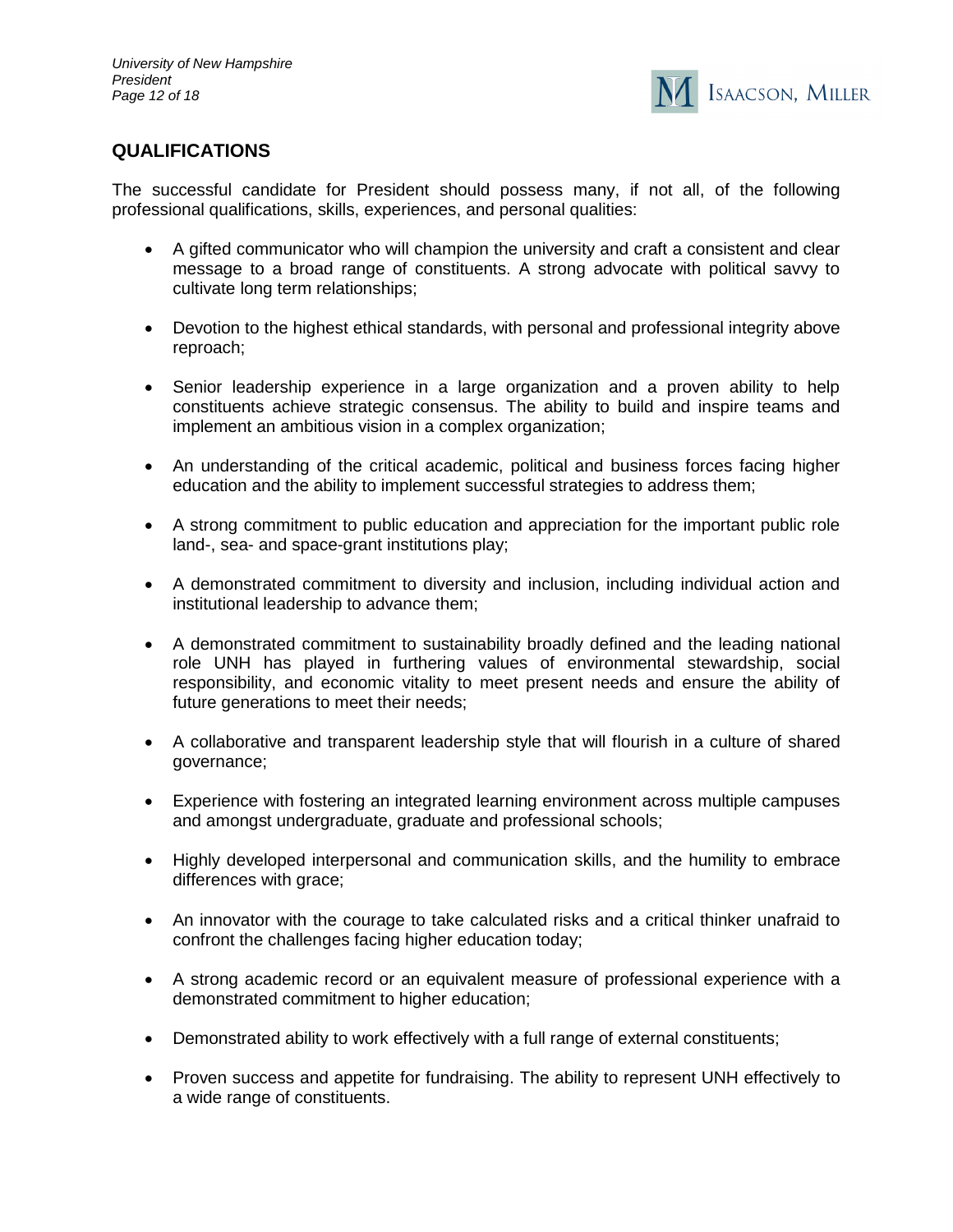## QUALIFICATIONS

The successful candidate for President should possess many, if not all, of the following professional qualifications, skills, experiences, and personal qualities:

- A gifted communicator who will champion the university and craft a consistent and clear message to a broad range of constituents. A strong advocate with political savvy to cultivate long term relationships;
- Devotion to the highest ethical standards, with personal and professional integrity above reproach;
- Senior leadership experience in a large organization and a proven ability to help constituents achieve strategic consensus. The ability to build and inspire teams and implement an ambitious vision in a complex organization;
- An understanding of the critical academic, political and business forces facing higher education and the ability to implement successful strategies to address them;
- A strong commitment to public education and appreciation for the important public role land-, sea- and space-grant institutions play;
- A demonstrated commitment to diversity and inclusion, including individual action and institutional leadership to advance them;
- A demonstrated commitment to sustainability broadly defined and the leading national role UNH has played in furthering values of environmental stewardship, social responsibility, and economic vitality to meet present needs and ensure the ability of future generations to meet their needs;
- A collaborative and transparent leadership style that will flourish in a culture of shared governance;
- Experience with fostering an integrated learning environment across multiple campuses and amongst undergraduate, graduate and professional schools;
- Highly developed interpersonal and communication skills, and the humility to embrace differences with grace;
- An innovator with the courage to take calculated risks and a critical thinker unafraid to confront the challenges facing higher education today;
- A strong academic record or an equivalent measure of professional experience with a demonstrated commitment to higher education;
- Demonstrated ability to work effectively with a full range of external constituents;
- Proven success and appetite for fundraising. The ability to represent UNH effectively to a wide range of constituents.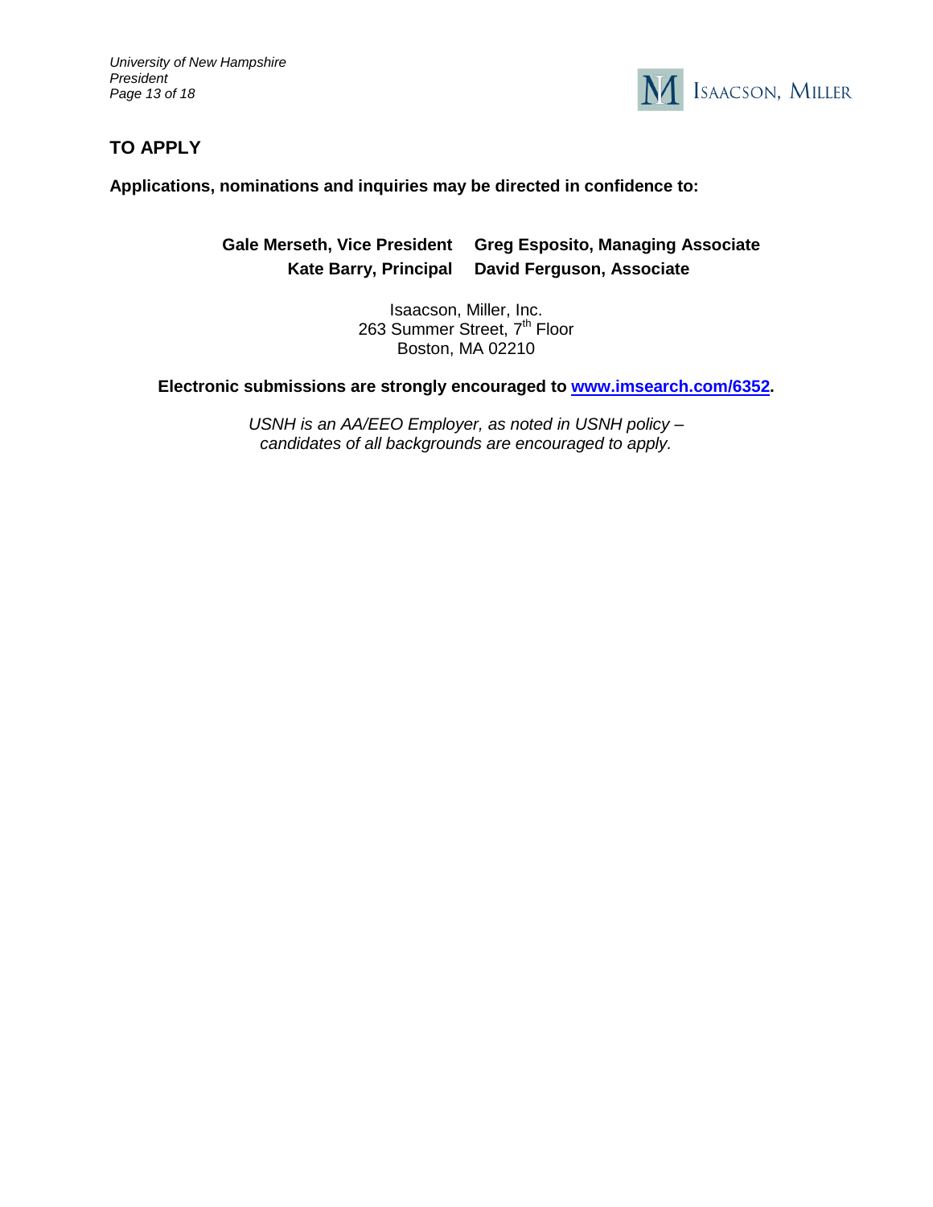## TO APPLY

**Applications, nominations and inquiries may be directed in confidence to:**

**Gale Merseth, Vice President**
**Kate Barry, Principal**
**Greg Esposito, Managing Associate**
**David Ferguson, Associate**

Isaacson, Miller, Inc.
263 Summer Street, 7th Floor
Boston, MA 02210

**Electronic submissions are strongly encouraged to [www.imsearch.com/6352](http://www.imsearch.com/6352).**

*USNH is an AA/EEO Employer, as noted in USNH policy – candidates of all backgrounds are encouraged to apply.*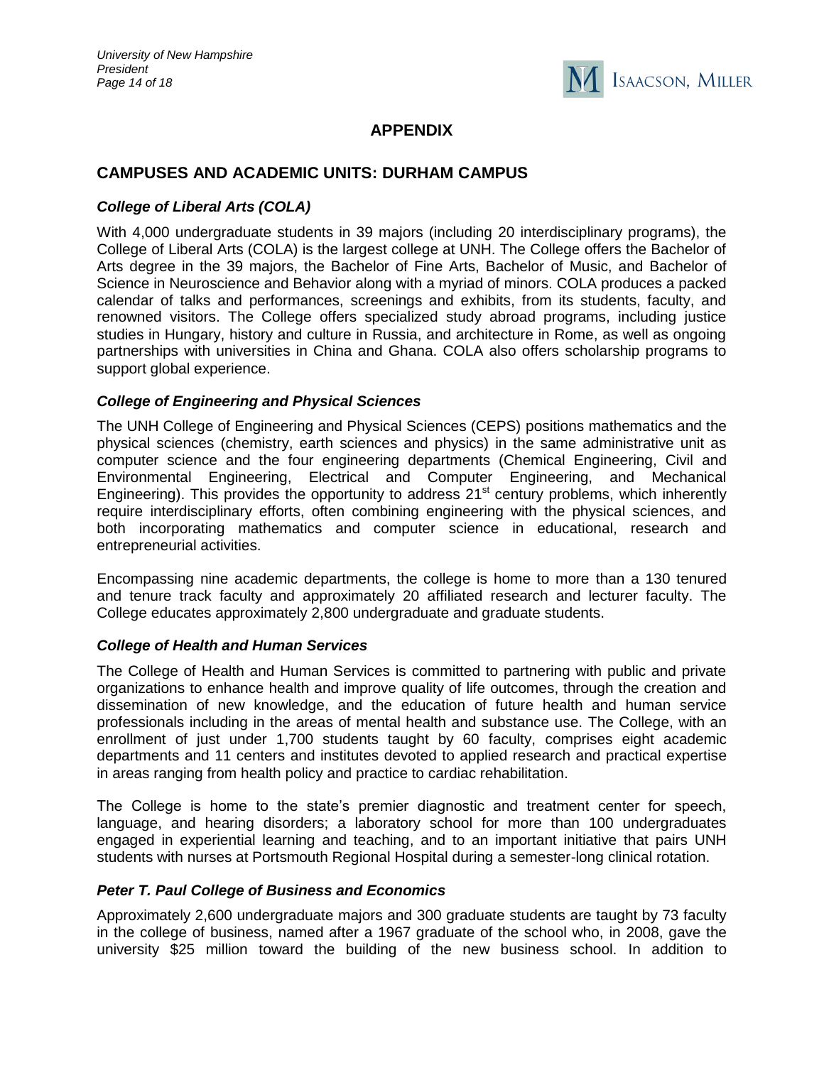## APPENDIX

## CAMPUSES AND ACADEMIC UNITS: DURHAM CAMPUS

### *College of Liberal Arts (COLA)*

With 4,000 undergraduate students in 39 majors (including 20 interdisciplinary programs), the College of Liberal Arts (COLA) is the largest college at UNH. The College offers the Bachelor of Arts degree in the 39 majors, the Bachelor of Fine Arts, Bachelor of Music, and Bachelor of Science in Neuroscience and Behavior along with a myriad of minors. COLA produces a packed calendar of talks and performances, screenings and exhibits, from its students, faculty, and renowned visitors. The College offers specialized study abroad programs, including justice studies in Hungary, history and culture in Russia, and architecture in Rome, as well as ongoing partnerships with universities in China and Ghana. COLA also offers scholarship programs to support global experience.

### *College of Engineering and Physical Sciences*

The UNH College of Engineering and Physical Sciences (CEPS) positions mathematics and the physical sciences (chemistry, earth sciences and physics) in the same administrative unit as computer science and the four engineering departments (Chemical Engineering, Civil and Environmental Engineering, Electrical and Computer Engineering, and Mechanical Engineering). This provides the opportunity to address 21st century problems, which inherently require interdisciplinary efforts, often combining engineering with the physical sciences, and both incorporating mathematics and computer science in educational, research and entrepreneurial activities.

Encompassing nine academic departments, the college is home to more than a 130 tenured and tenure track faculty and approximately 20 affiliated research and lecturer faculty. The College educates approximately 2,800 undergraduate and graduate students.

### *College of Health and Human Services*

The College of Health and Human Services is committed to partnering with public and private organizations to enhance health and improve quality of life outcomes, through the creation and dissemination of new knowledge, and the education of future health and human service professionals including in the areas of mental health and substance use. The College, with an enrollment of just under 1,700 students taught by 60 faculty, comprises eight academic departments and 11 centers and institutes devoted to applied research and practical expertise in areas ranging from health policy and practice to cardiac rehabilitation.

The College is home to the state's premier diagnostic and treatment center for speech, language, and hearing disorders; a laboratory school for more than 100 undergraduates engaged in experiential learning and teaching, and to an important initiative that pairs UNH students with nurses at Portsmouth Regional Hospital during a semester-long clinical rotation.

### *Peter T. Paul College of Business and Economics*

Approximately 2,600 undergraduate majors and 300 graduate students are taught by 73 faculty in the college of business, named after a 1967 graduate of the school who, in 2008, gave the university $25 million toward the building of the new business school. In addition to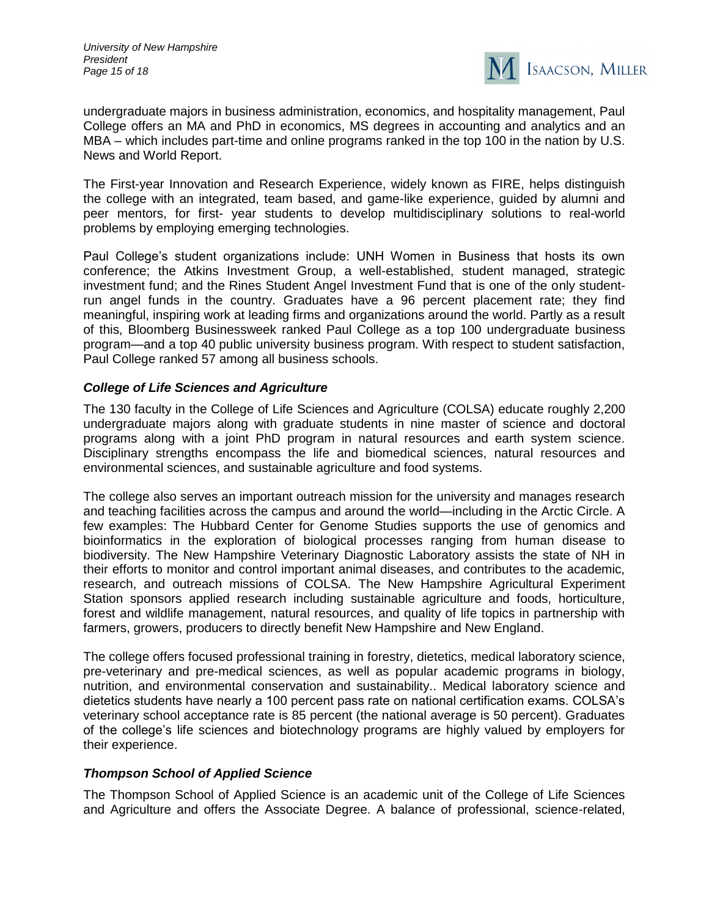undergraduate majors in business administration, economics, and hospitality management, Paul College offers an MA and PhD in economics, MS degrees in accounting and analytics and an MBA – which includes part-time and online programs ranked in the top 100 in the nation by U.S. News and World Report.

The First-year Innovation and Research Experience, widely known as FIRE, helps distinguish the college with an integrated, team based, and game-like experience, guided by alumni and peer mentors, for first- year students to develop multidisciplinary solutions to real-world problems by employing emerging technologies.

Paul College's student organizations include: UNH Women in Business that hosts its own conference; the Atkins Investment Group, a well-established, student managed, strategic investment fund; and the Rines Student Angel Investment Fund that is one of the only student-run angel funds in the country. Graduates have a 96 percent placement rate; they find meaningful, inspiring work at leading firms and organizations around the world. Partly as a result of this, Bloomberg Businessweek ranked Paul College as a top 100 undergraduate business program—and a top 40 public university business program. With respect to student satisfaction, Paul College ranked 57 among all business schools.

### *College of Life Sciences and Agriculture*

The 130 faculty in the College of Life Sciences and Agriculture (COLSA) educate roughly 2,200 undergraduate majors along with graduate students in nine master of science and doctoral programs along with a joint PhD program in natural resources and earth system science. Disciplinary strengths encompass the life and biomedical sciences, natural resources and environmental sciences, and sustainable agriculture and food systems.

The college also serves an important outreach mission for the university and manages research and teaching facilities across the campus and around the world—including in the Arctic Circle. A few examples: The Hubbard Center for Genome Studies supports the use of genomics and bioinformatics in the exploration of biological processes ranging from human disease to biodiversity. The New Hampshire Veterinary Diagnostic Laboratory assists the state of NH in their efforts to monitor and control important animal diseases, and contributes to the academic, research, and outreach missions of COLSA. The New Hampshire Agricultural Experiment Station sponsors applied research including sustainable agriculture and foods, horticulture, forest and wildlife management, natural resources, and quality of life topics in partnership with farmers, growers, producers to directly benefit New Hampshire and New England.

The college offers focused professional training in forestry, dietetics, medical laboratory science, pre-veterinary and pre-medical sciences, as well as popular academic programs in biology, nutrition, and environmental conservation and sustainability.. Medical laboratory science and dietetics students have nearly a 100 percent pass rate on national certification exams. COLSA's veterinary school acceptance rate is 85 percent (the national average is 50 percent). Graduates of the college's life sciences and biotechnology programs are highly valued by employers for their experience.

### *Thompson School of Applied Science*

The Thompson School of Applied Science is an academic unit of the College of Life Sciences and Agriculture and offers the Associate Degree. A balance of professional, science-related,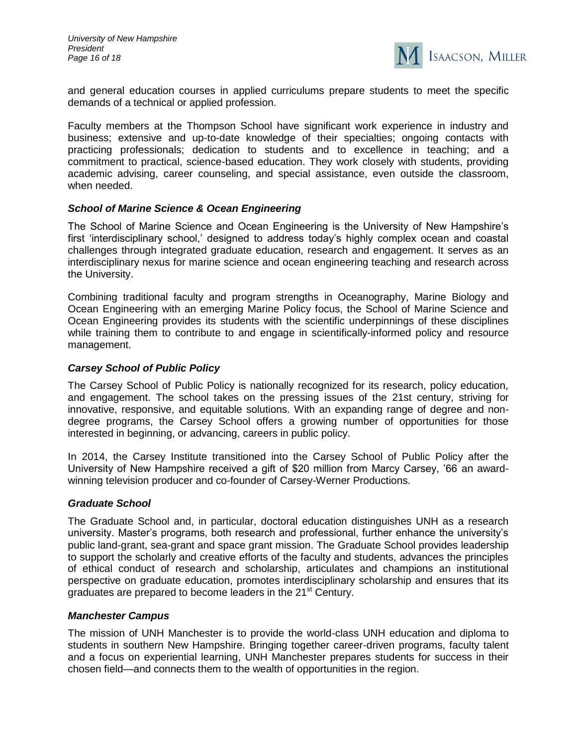and general education courses in applied curriculums prepare students to meet the specific demands of a technical or applied profession.

Faculty members at the Thompson School have significant work experience in industry and business; extensive and up-to-date knowledge of their specialties; ongoing contacts with practicing professionals; dedication to students and to excellence in teaching; and a commitment to practical, science-based education. They work closely with students, providing academic advising, career counseling, and special assistance, even outside the classroom, when needed.

### *School of Marine Science & Ocean Engineering*

The School of Marine Science and Ocean Engineering is the University of New Hampshire's first 'interdisciplinary school,' designed to address today's highly complex ocean and coastal challenges through integrated graduate education, research and engagement. It serves as an interdisciplinary nexus for marine science and ocean engineering teaching and research across the University.

Combining traditional faculty and program strengths in Oceanography, Marine Biology and Ocean Engineering with an emerging Marine Policy focus, the School of Marine Science and Ocean Engineering provides its students with the scientific underpinnings of these disciplines while training them to contribute to and engage in scientifically-informed policy and resource management.

### *Carsey School of Public Policy*

The Carsey School of Public Policy is nationally recognized for its research, policy education, and engagement. The school takes on the pressing issues of the 21st century, striving for innovative, responsive, and equitable solutions. With an expanding range of degree and non-degree programs, the Carsey School offers a growing number of opportunities for those interested in beginning, or advancing, careers in public policy.

In 2014, the Carsey Institute transitioned into the Carsey School of Public Policy after the University of New Hampshire received a gift of $20 million from Marcy Carsey, '66 an award-winning television producer and co-founder of Carsey-Werner Productions.

### *Graduate School*

The Graduate School and, in particular, doctoral education distinguishes UNH as a research university. Master's programs, both research and professional, further enhance the university's public land-grant, sea-grant and space grant mission. The Graduate School provides leadership to support the scholarly and creative efforts of the faculty and students, advances the principles of ethical conduct of research and scholarship, articulates and champions an institutional perspective on graduate education, promotes interdisciplinary scholarship and ensures that its graduates are prepared to become leaders in the 21st Century.

### *Manchester Campus*

The mission of UNH Manchester is to provide the world-class UNH education and diploma to students in southern New Hampshire. Bringing together career-driven programs, faculty talent and a focus on experiential learning, UNH Manchester prepares students for success in their chosen field—and connects them to the wealth of opportunities in the region.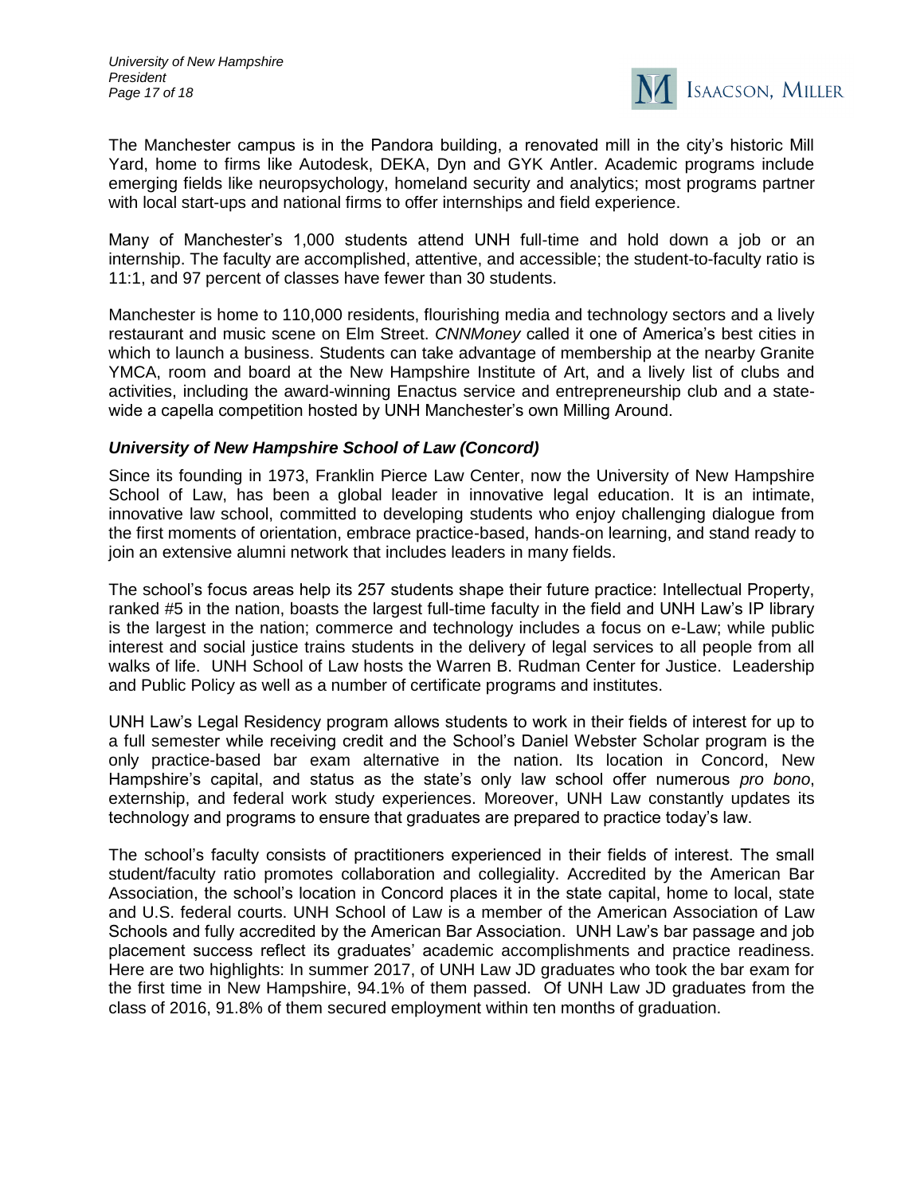The Manchester campus is in the Pandora building, a renovated mill in the city's historic Mill Yard, home to firms like Autodesk, DEKA, Dyn and GYK Antler. Academic programs include emerging fields like neuropsychology, homeland security and analytics; most programs partner with local start-ups and national firms to offer internships and field experience.

Many of Manchester's 1,000 students attend UNH full-time and hold down a job or an internship. The faculty are accomplished, attentive, and accessible; the student-to-faculty ratio is 11:1, and 97 percent of classes have fewer than 30 students.

Manchester is home to 110,000 residents, flourishing media and technology sectors and a lively restaurant and music scene on Elm Street. *CNNMoney* called it one of America's best cities in which to launch a business. Students can take advantage of membership at the nearby Granite YMCA, room and board at the New Hampshire Institute of Art, and a lively list of clubs and activities, including the award-winning Enactus service and entrepreneurship club and a state-wide a capella competition hosted by UNH Manchester's own Milling Around.

### *University of New Hampshire School of Law (Concord)*

Since its founding in 1973, Franklin Pierce Law Center, now the University of New Hampshire School of Law, has been a global leader in innovative legal education. It is an intimate, innovative law school, committed to developing students who enjoy challenging dialogue from the first moments of orientation, embrace practice-based, hands-on learning, and stand ready to join an extensive alumni network that includes leaders in many fields.

The school's focus areas help its 257 students shape their future practice: Intellectual Property, ranked #5 in the nation, boasts the largest full-time faculty in the field and UNH Law's IP library is the largest in the nation; commerce and technology includes a focus on e-Law; while public interest and social justice trains students in the delivery of legal services to all people from all walks of life. UNH School of Law hosts the Warren B. Rudman Center for Justice. Leadership and Public Policy as well as a number of certificate programs and institutes.

UNH Law's Legal Residency program allows students to work in their fields of interest for up to a full semester while receiving credit and the School's Daniel Webster Scholar program is the only practice-based bar exam alternative in the nation. Its location in Concord, New Hampshire's capital, and status as the state's only law school offer numerous *pro bono*, externship, and federal work study experiences. Moreover, UNH Law constantly updates its technology and programs to ensure that graduates are prepared to practice today's law.

The school's faculty consists of practitioners experienced in their fields of interest. The small student/faculty ratio promotes collaboration and collegiality. Accredited by the American Bar Association, the school's location in Concord places it in the state capital, home to local, state and U.S. federal courts. UNH School of Law is a member of the American Association of Law Schools and fully accredited by the American Bar Association. UNH Law's bar passage and job placement success reflect its graduates' academic accomplishments and practice readiness. Here are two highlights: In summer 2017, of UNH Law JD graduates who took the bar exam for the first time in New Hampshire, 94.1% of them passed. Of UNH Law JD graduates from the class of 2016, 91.8% of them secured employment within ten months of graduation.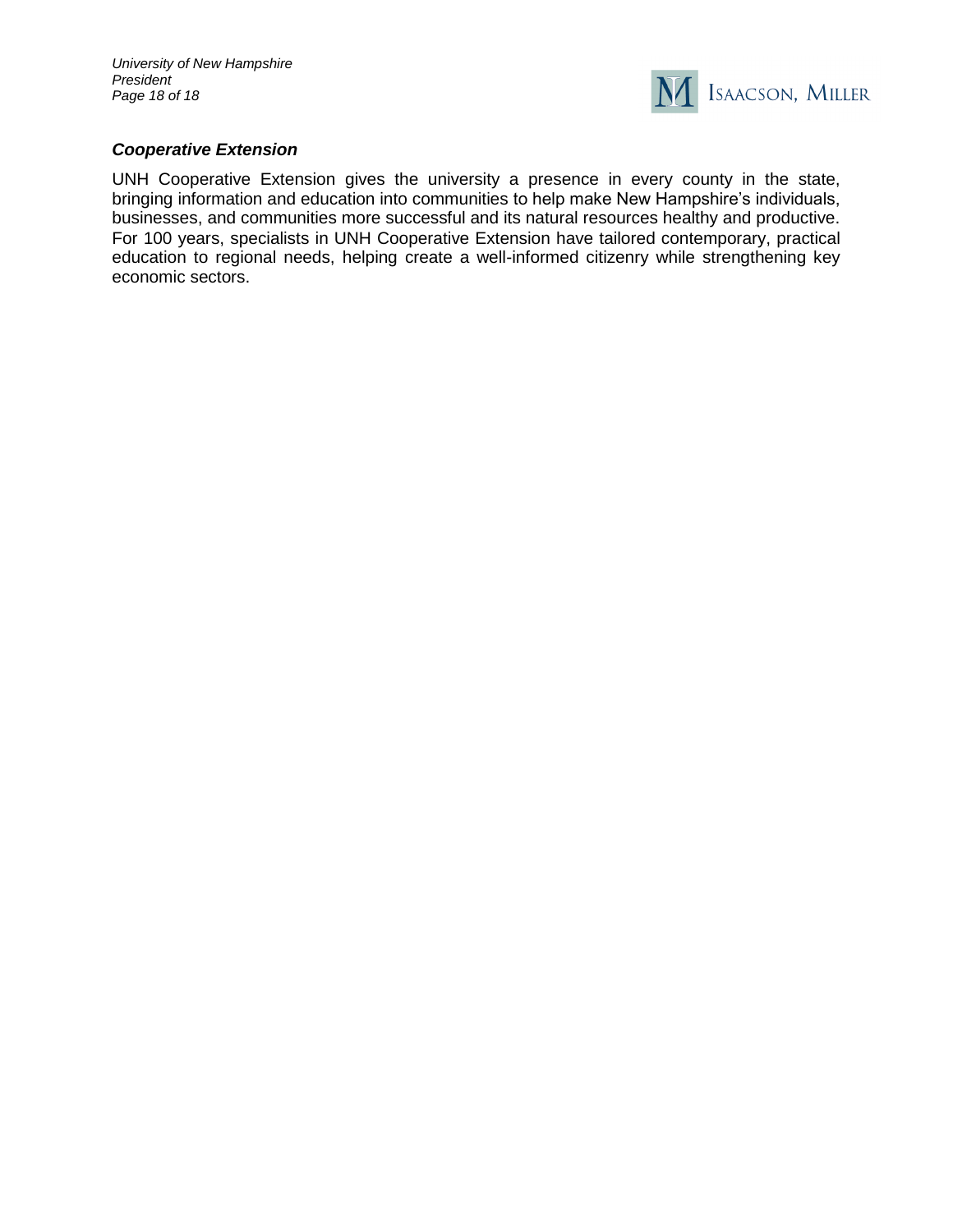### *Cooperative Extension*

UNH Cooperative Extension gives the university a presence in every county in the state, bringing information and education into communities to help make New Hampshire's individuals, businesses, and communities more successful and its natural resources healthy and productive. For 100 years, specialists in UNH Cooperative Extension have tailored contemporary, practical education to regional needs, helping create a well-informed citizenry while strengthening key economic sectors.